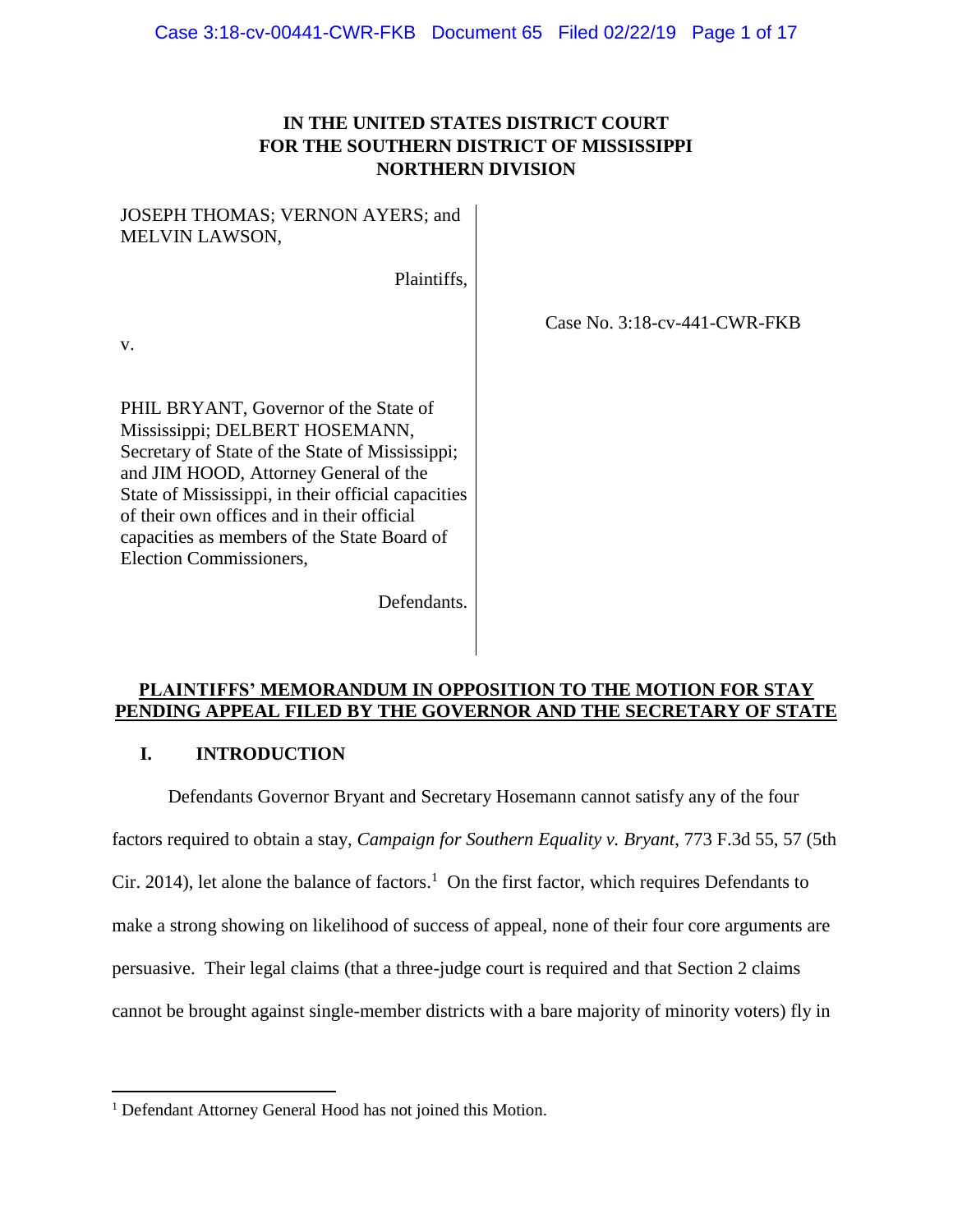# IN THE UNITED STATES DISTRICT COURT FOR THE SOUTHERN DISTRICT OF MISSISSIPPI NORTHERN DIVISION

JOSEPH THOMAS; VERNON AYERS; and MELVIN LAWSON,

Plaintiffs,

v.

PHIL BRYANT, Governor of the State of Mississippi; DELBERT HOSEMANN, Secretary of State of the State of Mississippi; and JIM HOOD, Attorney General of the State of Mississippi, in their official capacities of their own offices and in their official capacities as members of the State Board of Election Commissioners,

Defendants.

Case No. 3:18-cv-441-CWR-FKB

## PLAINTIFFS' MEMORANDUM IN OPPOSITION TO THE MOTION FOR STAY PENDING APPEAL FILED BY THE GOVERNOR AND THE SECRETARY OF STATE

### I. INTRODUCTION

Defendants Governor Bryant and Secretary Hosemann cannot satisfy any of the four factors required to obtain a stay, *Campaign for Southern Equality v. Bryant*, 773 F.3d 55, 57 (5th Cir. 2014), let alone the balance of factors.[1] On the first factor, which requires Defendants to make a strong showing on likelihood of success of appeal, none of their four core arguments are persuasive. Their legal claims (that a three-judge court is required and that Section 2 claims cannot be brought against single-member districts with a bare majority of minority voters) fly in

[1] Defendant Attorney General Hood has not joined this Motion.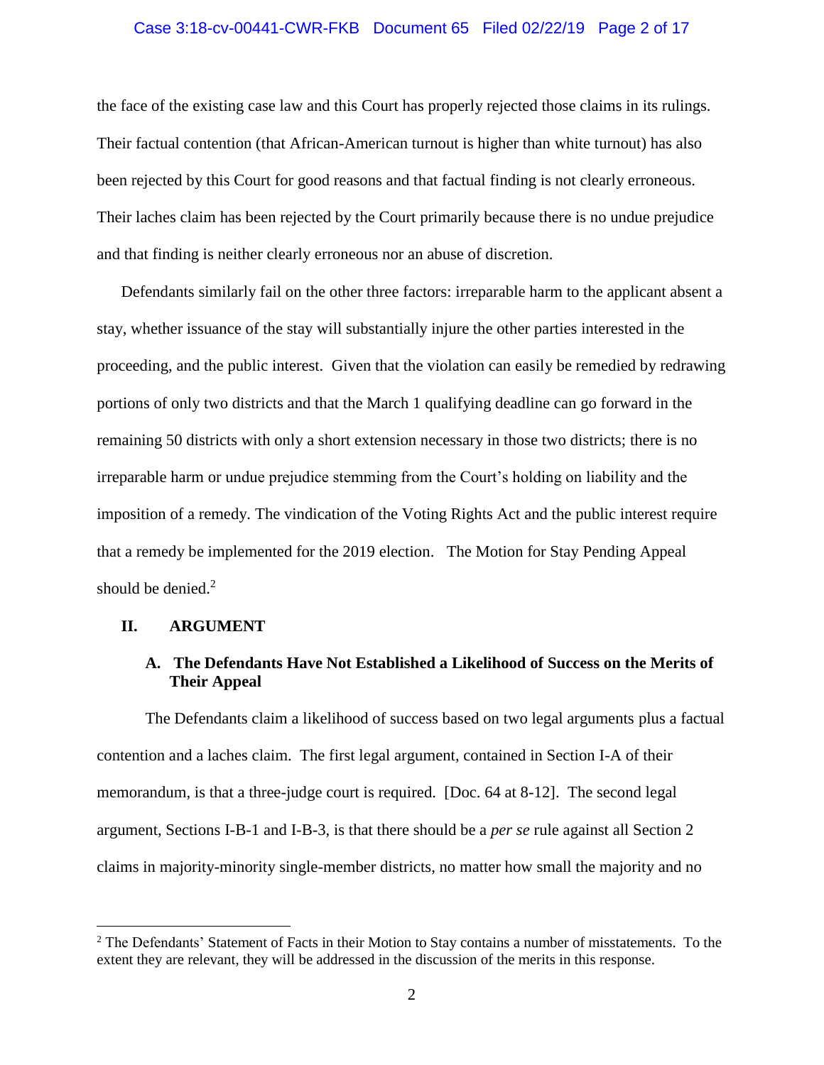the face of the existing case law and this Court has properly rejected those claims in its rulings. Their factual contention (that African-American turnout is higher than white turnout) has also been rejected by this Court for good reasons and that factual finding is not clearly erroneous. Their laches claim has been rejected by the Court primarily because there is no undue prejudice and that finding is neither clearly erroneous nor an abuse of discretion.

Defendants similarly fail on the other three factors: irreparable harm to the applicant absent a stay, whether issuance of the stay will substantially injure the other parties interested in the proceeding, and the public interest. Given that the violation can easily be remedied by redrawing portions of only two districts and that the March 1 qualifying deadline can go forward in the remaining 50 districts with only a short extension necessary in those two districts; there is no irreparable harm or undue prejudice stemming from the Court's holding on liability and the imposition of a remedy. The vindication of the Voting Rights Act and the public interest require that a remedy be implemented for the 2019 election. The Motion for Stay Pending Appeal should be denied.[2]

## II. ARGUMENT

### A. The Defendants Have Not Established a Likelihood of Success on the Merits of Their Appeal

The Defendants claim a likelihood of success based on two legal arguments plus a factual contention and a laches claim. The first legal argument, contained in Section I-A of their memorandum, is that a three-judge court is required. [Doc. 64 at 8-12]. The second legal argument, Sections I-B-1 and I-B-3, is that there should be a *per se* rule against all Section 2 claims in majority-minority single-member districts, no matter how small the majority and no

---

[2] The Defendants' Statement of Facts in their Motion to Stay contains a number of misstatements. To the extent they are relevant, they will be addressed in the discussion of the merits in this response.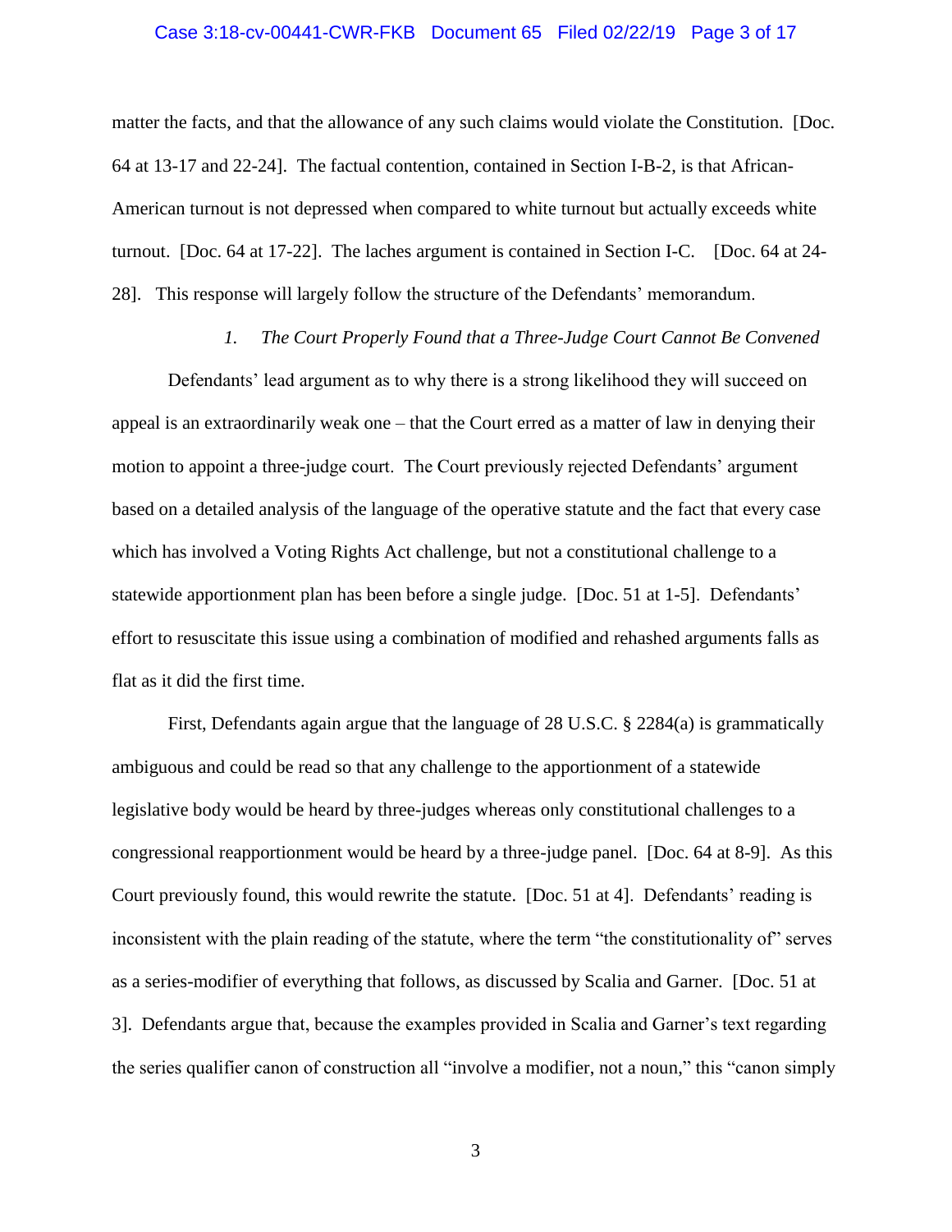matter the facts, and that the allowance of any such claims would violate the Constitution. [Doc. 64 at 13-17 and 22-24]. The factual contention, contained in Section I-B-2, is that African-American turnout is not depressed when compared to white turnout but actually exceeds white turnout. [Doc. 64 at 17-22]. The laches argument is contained in Section I-C. [Doc. 64 at 24-28]. This response will largely follow the structure of the Defendants' memorandum.

*1. The Court Properly Found that a Three-Judge Court Cannot Be Convened*

Defendants' lead argument as to why there is a strong likelihood they will succeed on appeal is an extraordinarily weak one – that the Court erred as a matter of law in denying their motion to appoint a three-judge court. The Court previously rejected Defendants' argument based on a detailed analysis of the language of the operative statute and the fact that every case which has involved a Voting Rights Act challenge, but not a constitutional challenge to a statewide apportionment plan has been before a single judge. [Doc. 51 at 1-5]. Defendants' effort to resuscitate this issue using a combination of modified and rehashed arguments falls as flat as it did the first time.

First, Defendants again argue that the language of 28 U.S.C. § 2284(a) is grammatically ambiguous and could be read so that any challenge to the apportionment of a statewide legislative body would be heard by three-judges whereas only constitutional challenges to a congressional reapportionment would be heard by a three-judge panel. [Doc. 64 at 8-9]. As this Court previously found, this would rewrite the statute. [Doc. 51 at 4]. Defendants' reading is inconsistent with the plain reading of the statute, where the term "the constitutionality of" serves as a series-modifier of everything that follows, as discussed by Scalia and Garner. [Doc. 51 at 3]. Defendants argue that, because the examples provided in Scalia and Garner's text regarding the series qualifier canon of construction all "involve a modifier, not a noun," this "canon simply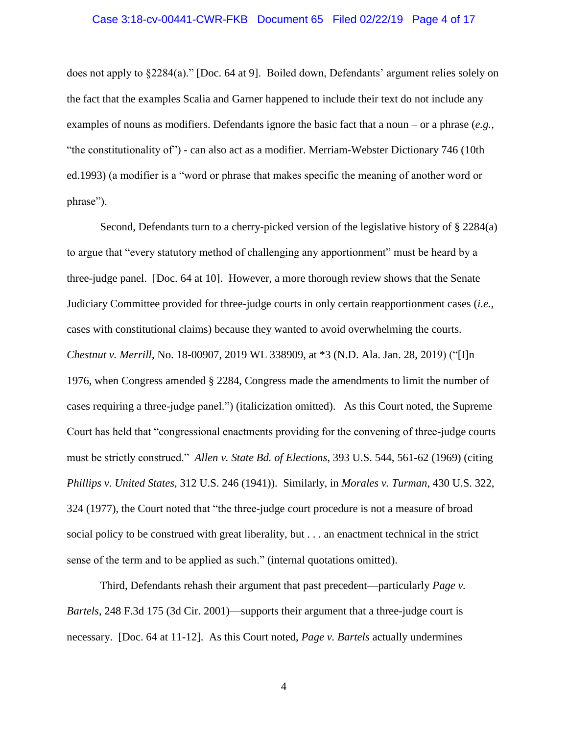does not apply to §2284(a)." [Doc. 64 at 9]. Boiled down, Defendants' argument relies solely on the fact that the examples Scalia and Garner happened to include their text do not include any examples of nouns as modifiers. Defendants ignore the basic fact that a noun – or a phrase (*e.g.*, "the constitutionality of") - can also act as a modifier. Merriam-Webster Dictionary 746 (10th ed.1993) (a modifier is a "word or phrase that makes specific the meaning of another word or phrase").

Second, Defendants turn to a cherry-picked version of the legislative history of § 2284(a) to argue that "every statutory method of challenging any apportionment" must be heard by a three-judge panel. [Doc. 64 at 10]. However, a more thorough review shows that the Senate Judiciary Committee provided for three-judge courts in only certain reapportionment cases (*i.e.*, cases with constitutional claims) because they wanted to avoid overwhelming the courts. *Chestnut v. Merrill*, No. 18-00907, 2019 WL 338909, at *3 (N.D. Ala. Jan. 28, 2019) ("[I]n 1976, when Congress amended § 2284, Congress made the amendments to limit the number of cases requiring a three-judge panel.") (italicization omitted). As this Court noted, the Supreme Court has held that "congressional enactments providing for the convening of three-judge courts must be strictly construed." *Allen v. State Bd. of Elections*, 393 U.S. 544, 561-62 (1969) (citing *Phillips v. United States*, 312 U.S. 246 (1941)). Similarly, in *Morales v. Turman*, 430 U.S. 322, 324 (1977), the Court noted that "the three-judge court procedure is not a measure of broad social policy to be construed with great liberality, but . . . an enactment technical in the strict sense of the term and to be applied as such." (internal quotations omitted).

Third, Defendants rehash their argument that past precedent—particularly *Page v. Bartels*, 248 F.3d 175 (3d Cir. 2001)—supports their argument that a three-judge court is necessary. [Doc. 64 at 11-12]. As this Court noted, *Page v. Bartels* actually undermines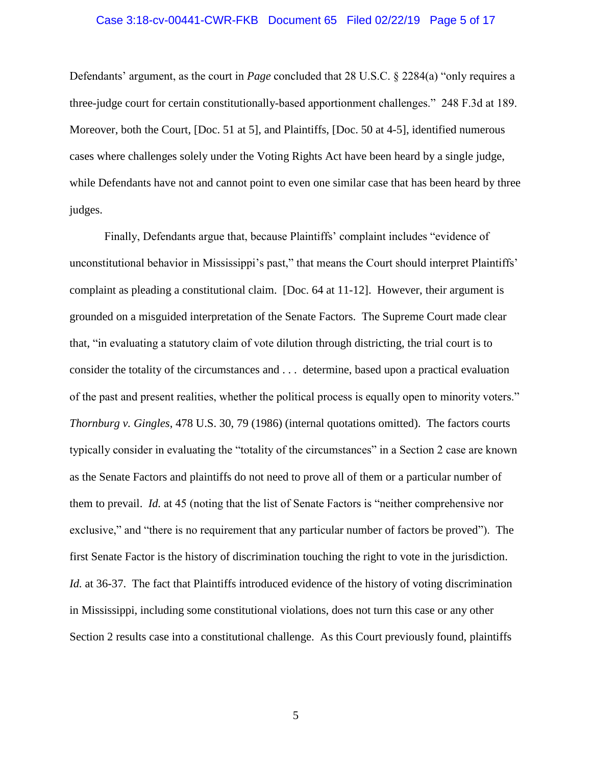Defendants' argument, as the court in *Page* concluded that 28 U.S.C. § 2284(a) "only requires a three-judge court for certain constitutionally-based apportionment challenges." 248 F.3d at 189. Moreover, both the Court, [Doc. 51 at 5], and Plaintiffs, [Doc. 50 at 4-5], identified numerous cases where challenges solely under the Voting Rights Act have been heard by a single judge, while Defendants have not and cannot point to even one similar case that has been heard by three judges.

Finally, Defendants argue that, because Plaintiffs' complaint includes "evidence of unconstitutional behavior in Mississippi's past," that means the Court should interpret Plaintiffs' complaint as pleading a constitutional claim. [Doc. 64 at 11-12]. However, their argument is grounded on a misguided interpretation of the Senate Factors. The Supreme Court made clear that, "in evaluating a statutory claim of vote dilution through districting, the trial court is to consider the totality of the circumstances and . . . determine, based upon a practical evaluation of the past and present realities, whether the political process is equally open to minority voters." *Thornburg v. Gingles*, 478 U.S. 30, 79 (1986) (internal quotations omitted). The factors courts typically consider in evaluating the "totality of the circumstances" in a Section 2 case are known as the Senate Factors and plaintiffs do not need to prove all of them or a particular number of them to prevail. *Id.* at 45 (noting that the list of Senate Factors is "neither comprehensive nor exclusive," and "there is no requirement that any particular number of factors be proved"). The first Senate Factor is the history of discrimination touching the right to vote in the jurisdiction. *Id.* at 36-37. The fact that Plaintiffs introduced evidence of the history of voting discrimination in Mississippi, including some constitutional violations, does not turn this case or any other Section 2 results case into a constitutional challenge. As this Court previously found, plaintiffs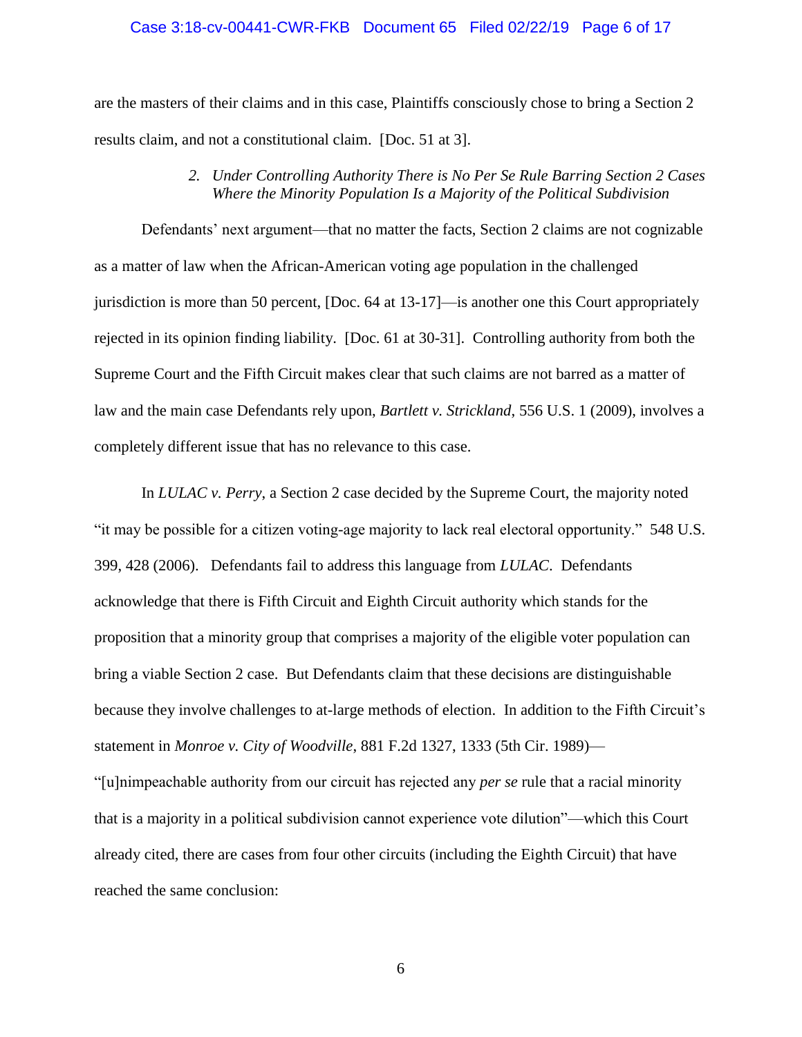are the masters of their claims and in this case, Plaintiffs consciously chose to bring a Section 2 results claim, and not a constitutional claim. [Doc. 51 at 3].

### *2. Under Controlling Authority There is No Per Se Rule Barring Section 2 Cases Where the Minority Population Is a Majority of the Political Subdivision*

Defendants' next argument—that no matter the facts, Section 2 claims are not cognizable as a matter of law when the African-American voting age population in the challenged jurisdiction is more than 50 percent, [Doc. 64 at 13-17]—is another one this Court appropriately rejected in its opinion finding liability. [Doc. 61 at 30-31]. Controlling authority from both the Supreme Court and the Fifth Circuit makes clear that such claims are not barred as a matter of law and the main case Defendants rely upon, *Bartlett v. Strickland*, 556 U.S. 1 (2009), involves a completely different issue that has no relevance to this case.

In *LULAC v. Perry*, a Section 2 case decided by the Supreme Court, the majority noted "it may be possible for a citizen voting-age majority to lack real electoral opportunity." 548 U.S. 399, 428 (2006). Defendants fail to address this language from *LULAC*. Defendants acknowledge that there is Fifth Circuit and Eighth Circuit authority which stands for the proposition that a minority group that comprises a majority of the eligible voter population can bring a viable Section 2 case. But Defendants claim that these decisions are distinguishable because they involve challenges to at-large methods of election. In addition to the Fifth Circuit's statement in *Monroe v. City of Woodville*, 881 F.2d 1327, 1333 (5th Cir. 1989)—"[u]nimpeachable authority from our circuit has rejected any *per se* rule that a racial minority that is a majority in a political subdivision cannot experience vote dilution"—which this Court already cited, there are cases from four other circuits (including the Eighth Circuit) that have reached the same conclusion: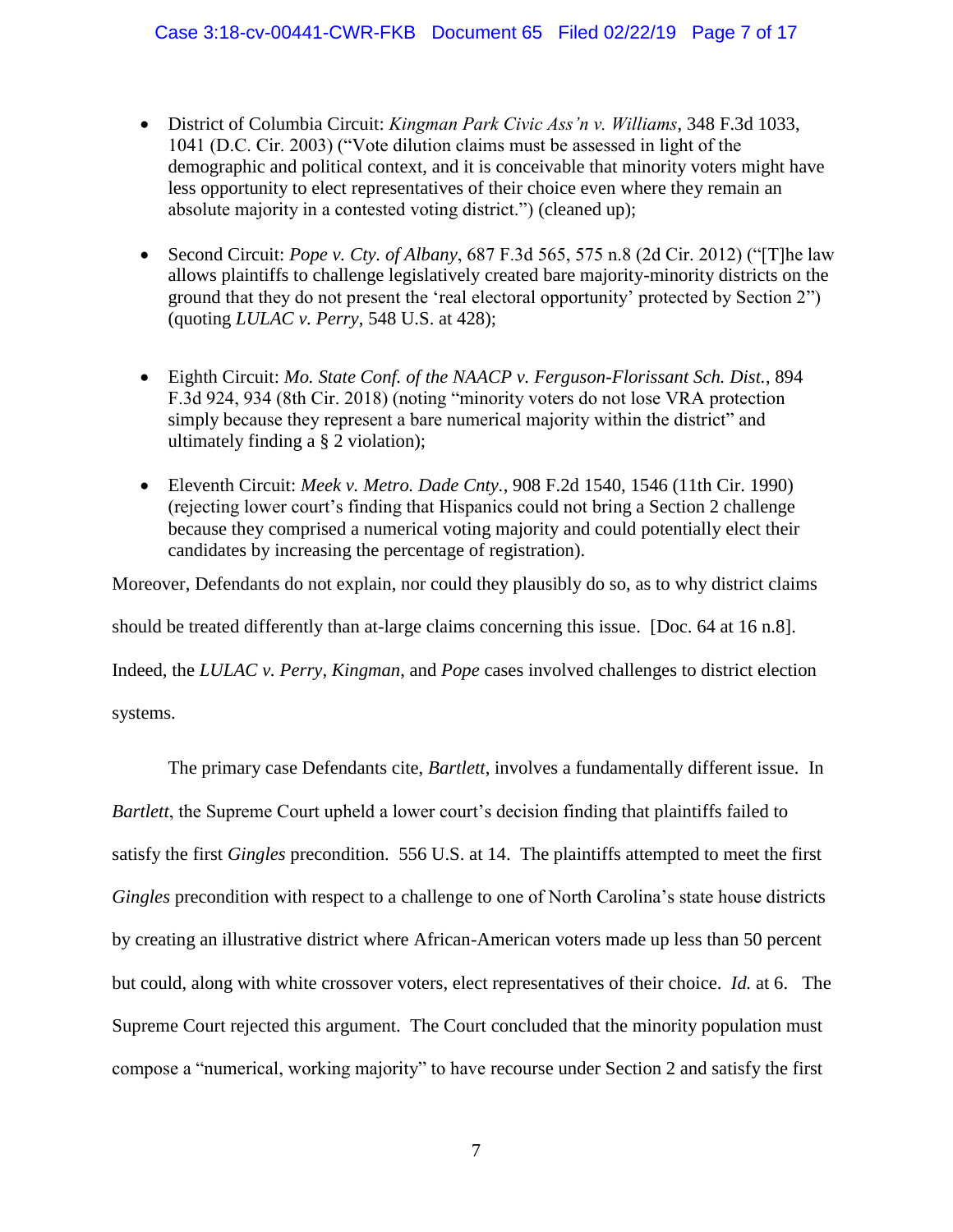- District of Columbia Circuit: *Kingman Park Civic Ass'n v. Williams*, 348 F.3d 1033, 1041 (D.C. Cir. 2003) ("Vote dilution claims must be assessed in light of the demographic and political context, and it is conceivable that minority voters might have less opportunity to elect representatives of their choice even where they remain an absolute majority in a contested voting district.") (cleaned up);

- Second Circuit: *Pope v. Cty. of Albany*, 687 F.3d 565, 575 n.8 (2d Cir. 2012) ("[T]he law allows plaintiffs to challenge legislatively created bare majority-minority districts on the ground that they do not present the 'real electoral opportunity' protected by Section 2") (quoting *LULAC v. Perry*, 548 U.S. at 428);

- Eighth Circuit: *Mo. State Conf. of the NAACP v. Ferguson-Florissant Sch. Dist.*, 894 F.3d 924, 934 (8th Cir. 2018) (noting "minority voters do not lose VRA protection simply because they represent a bare numerical majority within the district" and ultimately finding a § 2 violation);

- Eleventh Circuit: *Meek v. Metro. Dade Cnty.*, 908 F.2d 1540, 1546 (11th Cir. 1990) (rejecting lower court's finding that Hispanics could not bring a Section 2 challenge because they comprised a numerical voting majority and could potentially elect their candidates by increasing the percentage of registration).

Moreover, Defendants do not explain, nor could they plausibly do so, as to why district claims should be treated differently than at-large claims concerning this issue. [Doc. 64 at 16 n.8]. Indeed, the *LULAC v. Perry*, *Kingman,* and *Pope* cases involved challenges to district election systems.

The primary case Defendants cite, *Bartlett*, involves a fundamentally different issue. In *Bartlett*, the Supreme Court upheld a lower court's decision finding that plaintiffs failed to satisfy the first *Gingles* precondition. 556 U.S. at 14. The plaintiffs attempted to meet the first *Gingles* precondition with respect to a challenge to one of North Carolina's state house districts by creating an illustrative district where African-American voters made up less than 50 percent but could, along with white crossover voters, elect representatives of their choice. *Id.* at 6. The Supreme Court rejected this argument. The Court concluded that the minority population must compose a "numerical, working majority" to have recourse under Section 2 and satisfy the first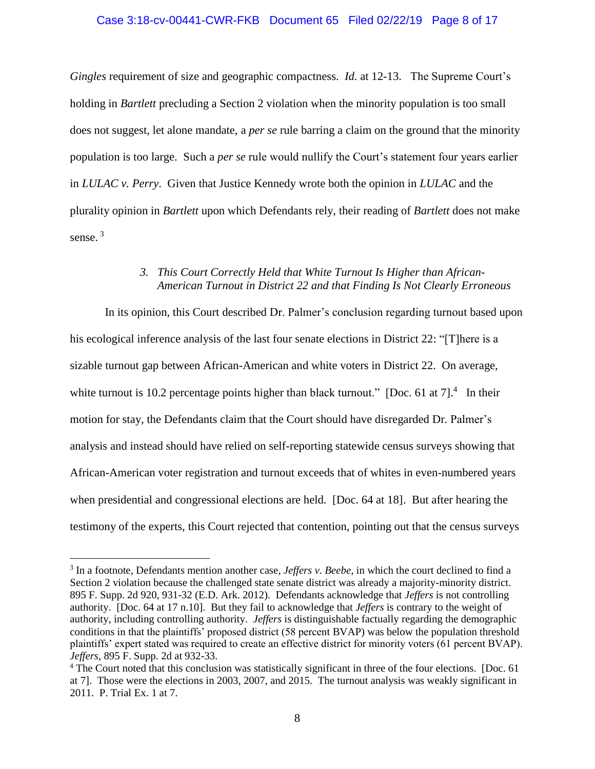*Gingles* requirement of size and geographic compactness. *Id.* at 12-13. The Supreme Court's holding in *Bartlett* precluding a Section 2 violation when the minority population is too small does not suggest, let alone mandate, a *per se* rule barring a claim on the ground that the minority population is too large. Such a *per se* rule would nullify the Court's statement four years earlier in *LULAC v. Perry*. Given that Justice Kennedy wrote both the opinion in *LULAC* and the plurality opinion in *Bartlett* upon which Defendants rely, their reading of *Bartlett* does not make sense. [3]

### *3. This Court Correctly Held that White Turnout Is Higher than African-American Turnout in District 22 and that Finding Is Not Clearly Erroneous*

In its opinion, this Court described Dr. Palmer's conclusion regarding turnout based upon his ecological inference analysis of the last four senate elections in District 22: "[T]here is a sizable turnout gap between African-American and white voters in District 22. On average, white turnout is 10.2 percentage points higher than black turnout." [Doc. 61 at 7].[4] In their motion for stay, the Defendants claim that the Court should have disregarded Dr. Palmer's analysis and instead should have relied on self-reporting statewide census surveys showing that African-American voter registration and turnout exceeds that of whites in even-numbered years when presidential and congressional elections are held. [Doc. 64 at 18]. But after hearing the testimony of the experts, this Court rejected that contention, pointing out that the census surveys

---

[3] In a footnote, Defendants mention another case, *Jeffers v. Beebe*, in which the court declined to find a Section 2 violation because the challenged state senate district was already a majority-minority district. 895 F. Supp. 2d 920, 931-32 (E.D. Ark. 2012). Defendants acknowledge that *Jeffers* is not controlling authority. [Doc. 64 at 17 n.10]. But they fail to acknowledge that *Jeffers* is contrary to the weight of authority, including controlling authority. *Jeffers* is distinguishable factually regarding the demographic conditions in that the plaintiffs' proposed district (58 percent BVAP) was below the population threshold plaintiffs' expert stated was required to create an effective district for minority voters (61 percent BVAP). *Jeffers*, 895 F. Supp. 2d at 932-33.

[4] The Court noted that this conclusion was statistically significant in three of the four elections. [Doc. 61 at 7]. Those were the elections in 2003, 2007, and 2015. The turnout analysis was weakly significant in 2011. P. Trial Ex. 1 at 7.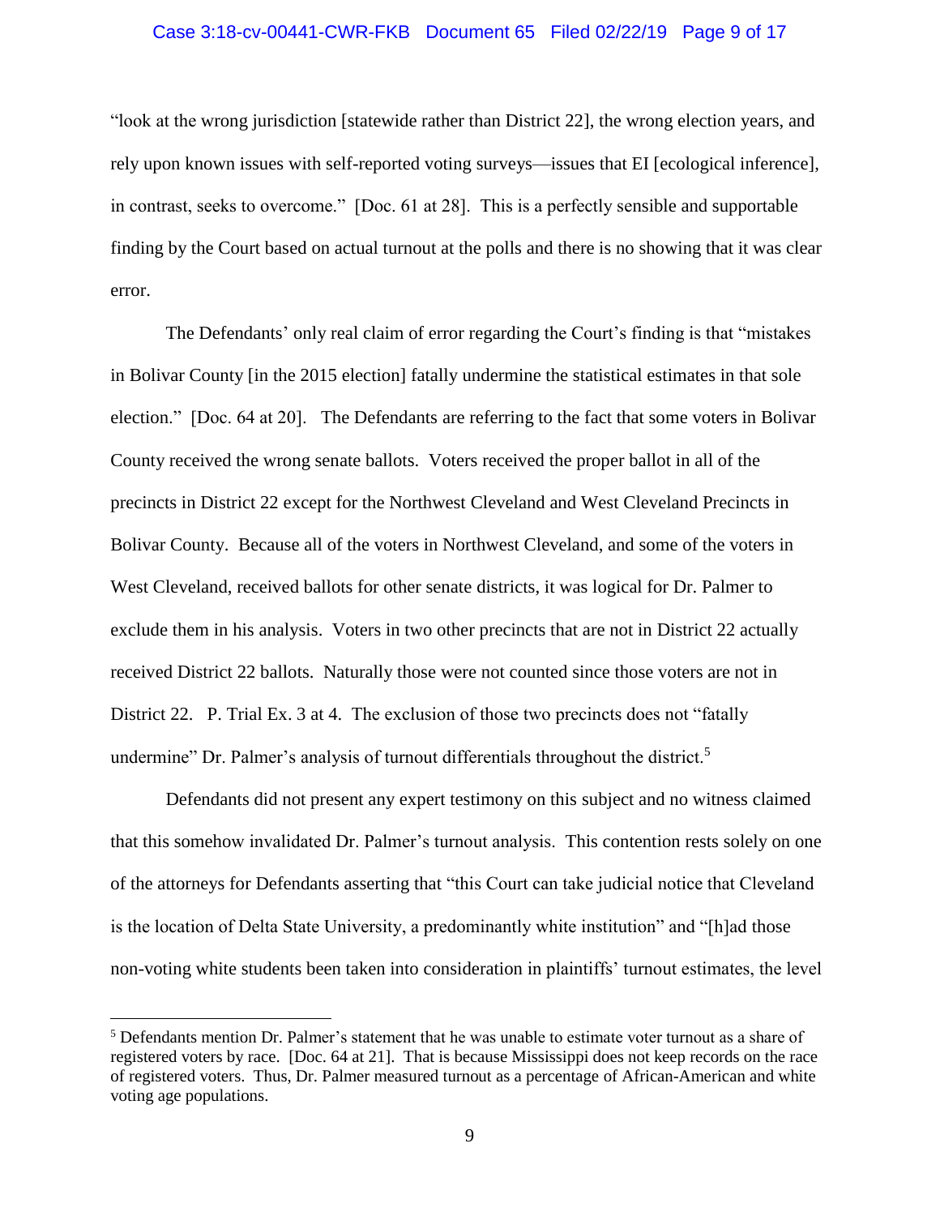"look at the wrong jurisdiction [statewide rather than District 22], the wrong election years, and rely upon known issues with self-reported voting surveys—issues that EI [ecological inference], in contrast, seeks to overcome." [Doc. 61 at 28]. This is a perfectly sensible and supportable finding by the Court based on actual turnout at the polls and there is no showing that it was clear error.

The Defendants' only real claim of error regarding the Court's finding is that "mistakes in Bolivar County [in the 2015 election] fatally undermine the statistical estimates in that sole election." [Doc. 64 at 20]. The Defendants are referring to the fact that some voters in Bolivar County received the wrong senate ballots. Voters received the proper ballot in all of the precincts in District 22 except for the Northwest Cleveland and West Cleveland Precincts in Bolivar County. Because all of the voters in Northwest Cleveland, and some of the voters in West Cleveland, received ballots for other senate districts, it was logical for Dr. Palmer to exclude them in his analysis. Voters in two other precincts that are not in District 22 actually received District 22 ballots. Naturally those were not counted since those voters are not in District 22. P. Trial Ex. 3 at 4. The exclusion of those two precincts does not "fatally undermine" Dr. Palmer's analysis of turnout differentials throughout the district.[5]

Defendants did not present any expert testimony on this subject and no witness claimed that this somehow invalidated Dr. Palmer's turnout analysis. This contention rests solely on one of the attorneys for Defendants asserting that "this Court can take judicial notice that Cleveland is the location of Delta State University, a predominantly white institution" and "[h]ad those non-voting white students been taken into consideration in plaintiffs' turnout estimates, the level

---

[5] Defendants mention Dr. Palmer's statement that he was unable to estimate voter turnout as a share of registered voters by race. [Doc. 64 at 21]. That is because Mississippi does not keep records on the race of registered voters. Thus, Dr. Palmer measured turnout as a percentage of African-American and white voting age populations.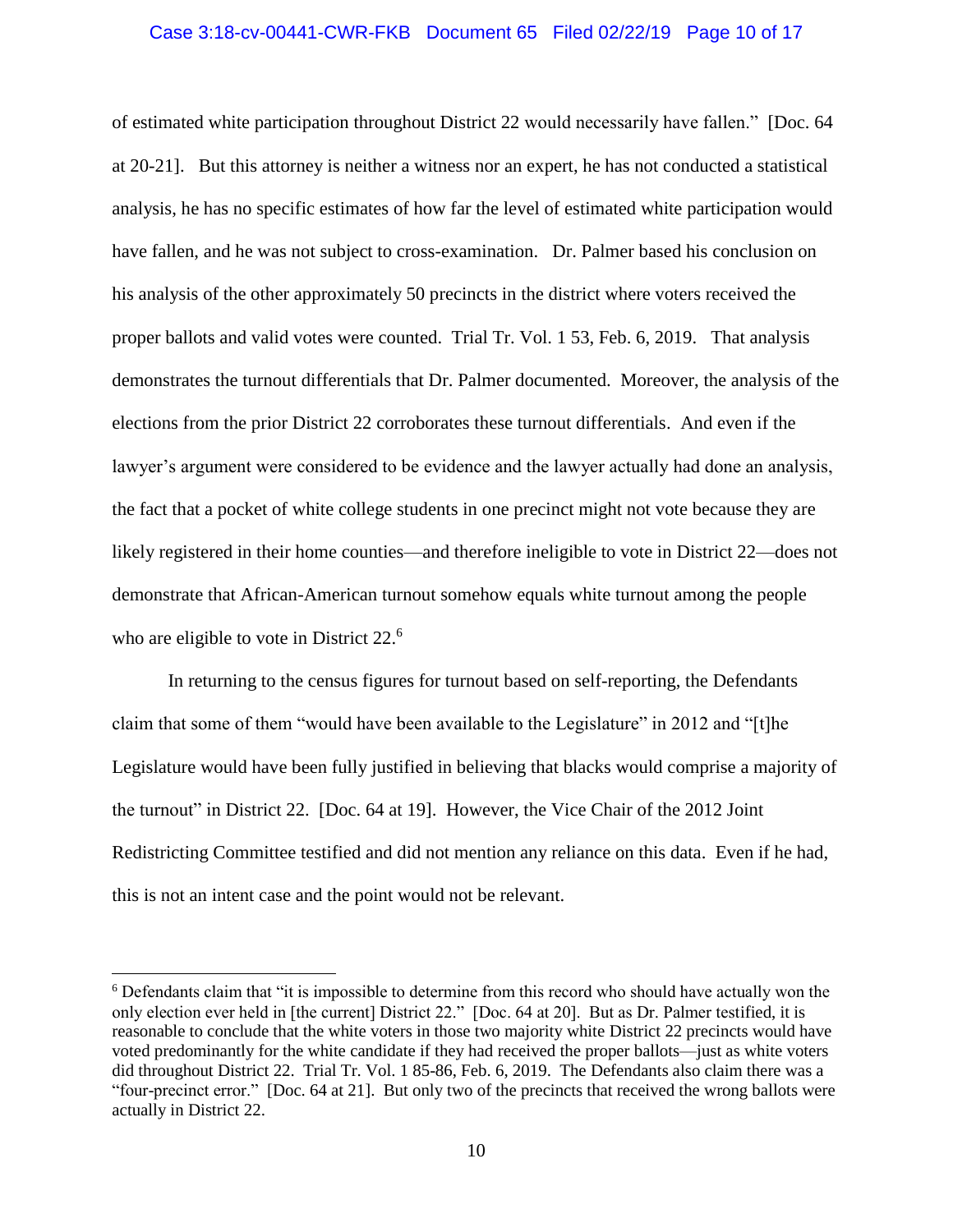of estimated white participation throughout District 22 would necessarily have fallen." [Doc. 64 at 20-21]. But this attorney is neither a witness nor an expert, he has not conducted a statistical analysis, he has no specific estimates of how far the level of estimated white participation would have fallen, and he was not subject to cross-examination. Dr. Palmer based his conclusion on his analysis of the other approximately 50 precincts in the district where voters received the proper ballots and valid votes were counted. Trial Tr. Vol. 1 53, Feb. 6, 2019. That analysis demonstrates the turnout differentials that Dr. Palmer documented. Moreover, the analysis of the elections from the prior District 22 corroborates these turnout differentials. And even if the lawyer's argument were considered to be evidence and the lawyer actually had done an analysis, the fact that a pocket of white college students in one precinct might not vote because they are likely registered in their home counties—and therefore ineligible to vote in District 22—does not demonstrate that African-American turnout somehow equals white turnout among the people who are eligible to vote in District 22.[6]

In returning to the census figures for turnout based on self-reporting, the Defendants claim that some of them "would have been available to the Legislature" in 2012 and "[t]he Legislature would have been fully justified in believing that blacks would comprise a majority of the turnout" in District 22. [Doc. 64 at 19]. However, the Vice Chair of the 2012 Joint Redistricting Committee testified and did not mention any reliance on this data. Even if he had, this is not an intent case and the point would not be relevant.

---

[6] Defendants claim that "it is impossible to determine from this record who should have actually won the only election ever held in [the current] District 22." [Doc. 64 at 20]. But as Dr. Palmer testified, it is reasonable to conclude that the white voters in those two majority white District 22 precincts would have voted predominantly for the white candidate if they had received the proper ballots—just as white voters did throughout District 22. Trial Tr. Vol. 1 85-86, Feb. 6, 2019. The Defendants also claim there was a "four-precinct error." [Doc. 64 at 21]. But only two of the precincts that received the wrong ballots were actually in District 22.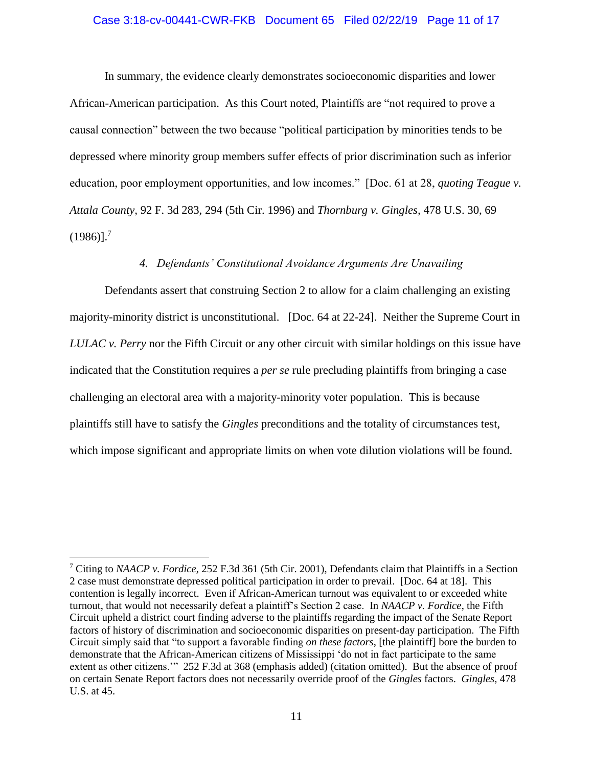In summary, the evidence clearly demonstrates socioeconomic disparities and lower African-American participation. As this Court noted, Plaintiffs are "not required to prove a causal connection" between the two because "political participation by minorities tends to be depressed where minority group members suffer effects of prior discrimination such as inferior education, poor employment opportunities, and low incomes." [Doc. 61 at 28, *quoting Teague v. Attala County*, 92 F. 3d 283, 294 (5th Cir. 1996) and *Thornburg v. Gingles*, 478 U.S. 30, 69 (1986)].[7]

### *4. Defendants' Constitutional Avoidance Arguments Are Unavailing*

Defendants assert that construing Section 2 to allow for a claim challenging an existing majority-minority district is unconstitutional. [Doc. 64 at 22-24]. Neither the Supreme Court in *LULAC v. Perry* nor the Fifth Circuit or any other circuit with similar holdings on this issue have indicated that the Constitution requires a *per se* rule precluding plaintiffs from bringing a case challenging an electoral area with a majority-minority voter population. This is because plaintiffs still have to satisfy the *Gingles* preconditions and the totality of circumstances test, which impose significant and appropriate limits on when vote dilution violations will be found.

---

[7] Citing to *NAACP v. Fordice*, 252 F.3d 361 (5th Cir. 2001), Defendants claim that Plaintiffs in a Section 2 case must demonstrate depressed political participation in order to prevail. [Doc. 64 at 18]. This contention is legally incorrect. Even if African-American turnout was equivalent to or exceeded white turnout, that would not necessarily defeat a plaintiff's Section 2 case. In *NAACP v. Fordice*, the Fifth Circuit upheld a district court finding adverse to the plaintiffs regarding the impact of the Senate Report factors of history of discrimination and socioeconomic disparities on present-day participation. The Fifth Circuit simply said that "to support a favorable finding *on these factors*, [the plaintiff] bore the burden to demonstrate that the African-American citizens of Mississippi 'do not in fact participate to the same extent as other citizens.'" 252 F.3d at 368 (emphasis added) (citation omitted). But the absence of proof on certain Senate Report factors does not necessarily override proof of the *Gingles* factors. *Gingles*, 478 U.S. at 45.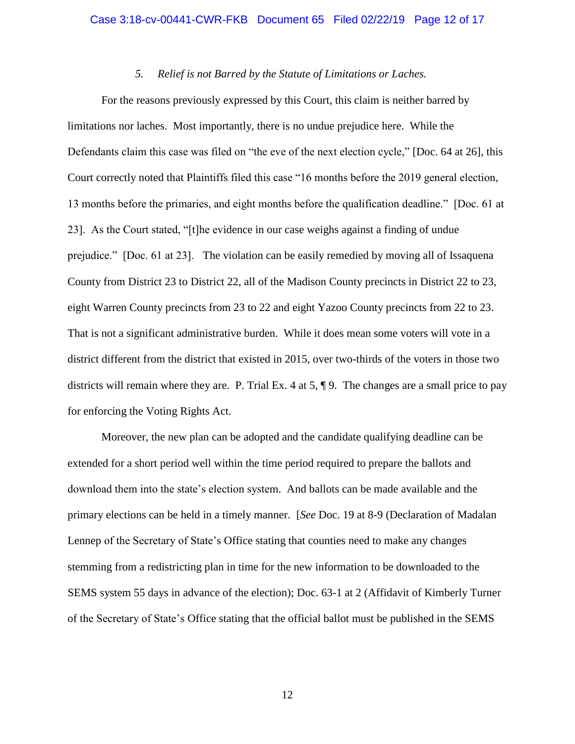### *5. Relief is not Barred by the Statute of Limitations or Laches.*

For the reasons previously expressed by this Court, this claim is neither barred by limitations nor laches. Most importantly, there is no undue prejudice here. While the Defendants claim this case was filed on "the eve of the next election cycle," [Doc. 64 at 26], this Court correctly noted that Plaintiffs filed this case "16 months before the 2019 general election, 13 months before the primaries, and eight months before the qualification deadline." [Doc. 61 at 23]. As the Court stated, "[t]he evidence in our case weighs against a finding of undue prejudice." [Doc. 61 at 23]. The violation can be easily remedied by moving all of Issaquena County from District 23 to District 22, all of the Madison County precincts in District 22 to 23, eight Warren County precincts from 23 to 22 and eight Yazoo County precincts from 22 to 23. That is not a significant administrative burden. While it does mean some voters will vote in a district different from the district that existed in 2015, over two-thirds of the voters in those two districts will remain where they are. P. Trial Ex. 4 at 5, ¶ 9. The changes are a small price to pay for enforcing the Voting Rights Act.

Moreover, the new plan can be adopted and the candidate qualifying deadline can be extended for a short period well within the time period required to prepare the ballots and download them into the state's election system. And ballots can be made available and the primary elections can be held in a timely manner. [*See* Doc. 19 at 8-9 (Declaration of Madalan Lennep of the Secretary of State's Office stating that counties need to make any changes stemming from a redistricting plan in time for the new information to be downloaded to the SEMS system 55 days in advance of the election); Doc. 63-1 at 2 (Affidavit of Kimberly Turner of the Secretary of State's Office stating that the official ballot must be published in the SEMS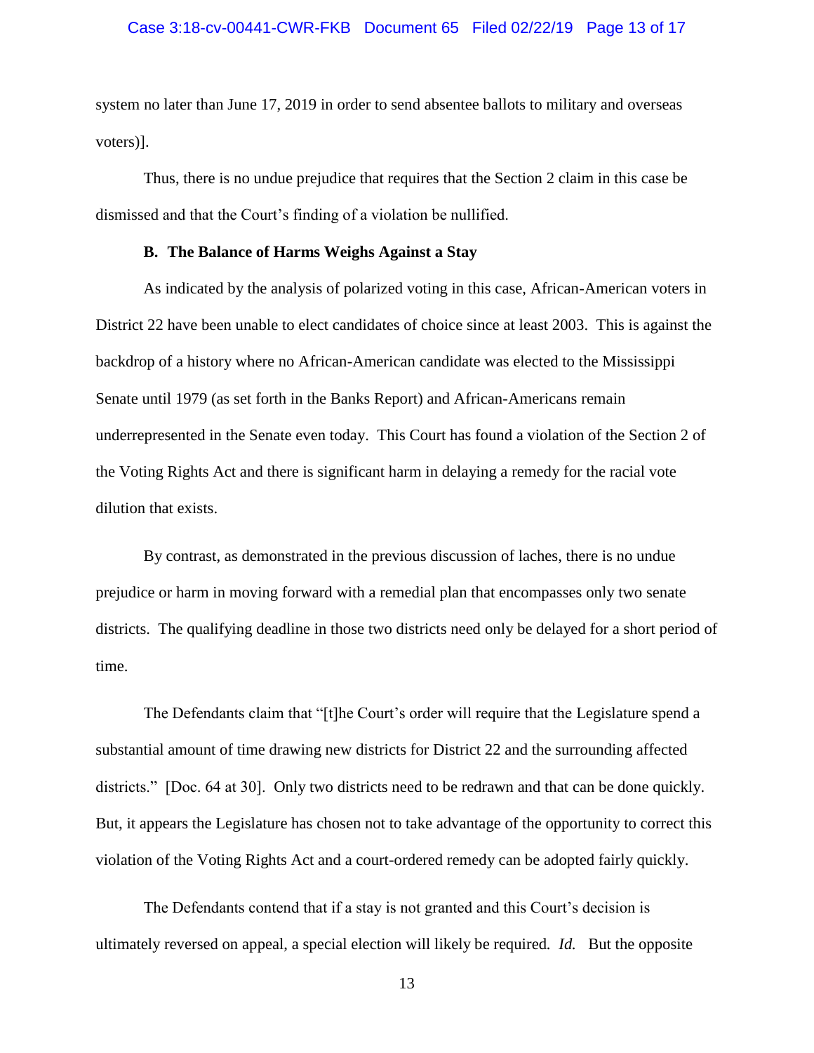system no later than June 17, 2019 in order to send absentee ballots to military and overseas voters)].

Thus, there is no undue prejudice that requires that the Section 2 claim in this case be dismissed and that the Court's finding of a violation be nullified.

### B. The Balance of Harms Weighs Against a Stay

As indicated by the analysis of polarized voting in this case, African-American voters in District 22 have been unable to elect candidates of choice since at least 2003. This is against the backdrop of a history where no African-American candidate was elected to the Mississippi Senate until 1979 (as set forth in the Banks Report) and African-Americans remain underrepresented in the Senate even today. This Court has found a violation of the Section 2 of the Voting Rights Act and there is significant harm in delaying a remedy for the racial vote dilution that exists.

By contrast, as demonstrated in the previous discussion of laches, there is no undue prejudice or harm in moving forward with a remedial plan that encompasses only two senate districts. The qualifying deadline in those two districts need only be delayed for a short period of time.

The Defendants claim that "[t]he Court's order will require that the Legislature spend a substantial amount of time drawing new districts for District 22 and the surrounding affected districts." [Doc. 64 at 30]. Only two districts need to be redrawn and that can be done quickly. But, it appears the Legislature has chosen not to take advantage of the opportunity to correct this violation of the Voting Rights Act and a court-ordered remedy can be adopted fairly quickly.

The Defendants contend that if a stay is not granted and this Court's decision is ultimately reversed on appeal, a special election will likely be required. *Id.* But the opposite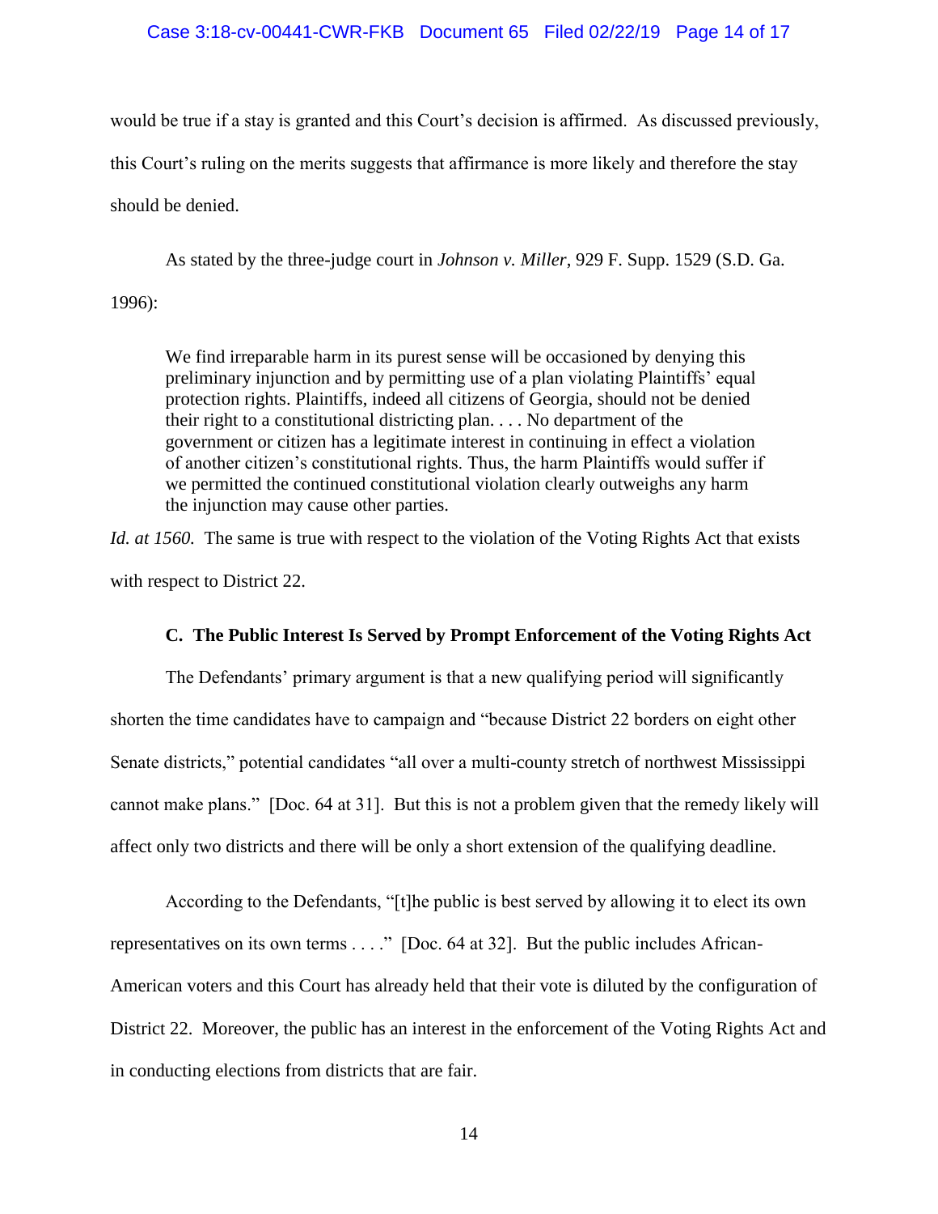would be true if a stay is granted and this Court's decision is affirmed. As discussed previously, this Court's ruling on the merits suggests that affirmance is more likely and therefore the stay should be denied.

As stated by the three-judge court in *Johnson v. Miller*, 929 F. Supp. 1529 (S.D. Ga. 1996):

> We find irreparable harm in its purest sense will be occasioned by denying this preliminary injunction and by permitting use of a plan violating Plaintiffs' equal protection rights. Plaintiffs, indeed all citizens of Georgia, should not be denied their right to a constitutional districting plan. . . . No department of the government or citizen has a legitimate interest in continuing in effect a violation of another citizen's constitutional rights. Thus, the harm Plaintiffs would suffer if we permitted the continued constitutional violation clearly outweighs any harm the injunction may cause other parties.

*Id. at 1560.* The same is true with respect to the violation of the Voting Rights Act that exists with respect to District 22.

### C. The Public Interest Is Served by Prompt Enforcement of the Voting Rights Act

The Defendants' primary argument is that a new qualifying period will significantly shorten the time candidates have to campaign and "because District 22 borders on eight other Senate districts," potential candidates "all over a multi-county stretch of northwest Mississippi cannot make plans." [Doc. 64 at 31]. But this is not a problem given that the remedy likely will affect only two districts and there will be only a short extension of the qualifying deadline.

According to the Defendants, "[t]he public is best served by allowing it to elect its own representatives on its own terms . . . ." [Doc. 64 at 32]. But the public includes African-American voters and this Court has already held that their vote is diluted by the configuration of District 22. Moreover, the public has an interest in the enforcement of the Voting Rights Act and in conducting elections from districts that are fair.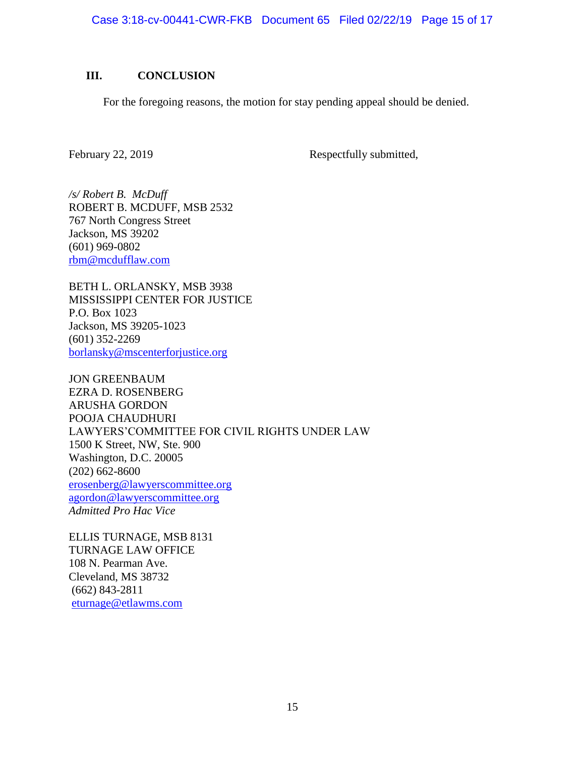## III. CONCLUSION

For the foregoing reasons, the motion for stay pending appeal should be denied.

February 22, 2019 Respectfully submitted,

*/s/ Robert B. McDuff*
ROBERT B. MCDUFF, MSB 2532
767 North Congress Street
Jackson, MS 39202
(601) 969-0802
rbm@mcdufflaw.com

BETH L. ORLANSKY, MSB 3938
MISSISSIPPI CENTER FOR JUSTICE
P.O. Box 1023
Jackson, MS 39205-1023
(601) 352-2269
borlansky@mscenterforjustice.org

JON GREENBAUM
EZRA D. ROSENBERG
ARUSHA GORDON
POOJA CHAUDHURI
LAWYERS'COMMITTEE FOR CIVIL RIGHTS UNDER LAW
1500 K Street, NW, Ste. 900
Washington, D.C. 20005
(202) 662-8600
erosenberg@lawyerscommittee.org
agordon@lawyerscommittee.org
*Admitted Pro Hac Vice*

ELLIS TURNAGE, MSB 8131
TURNAGE LAW OFFICE
108 N. Pearman Ave.
Cleveland, MS 38732
(662) 843-2811
eturnage@etlawms.com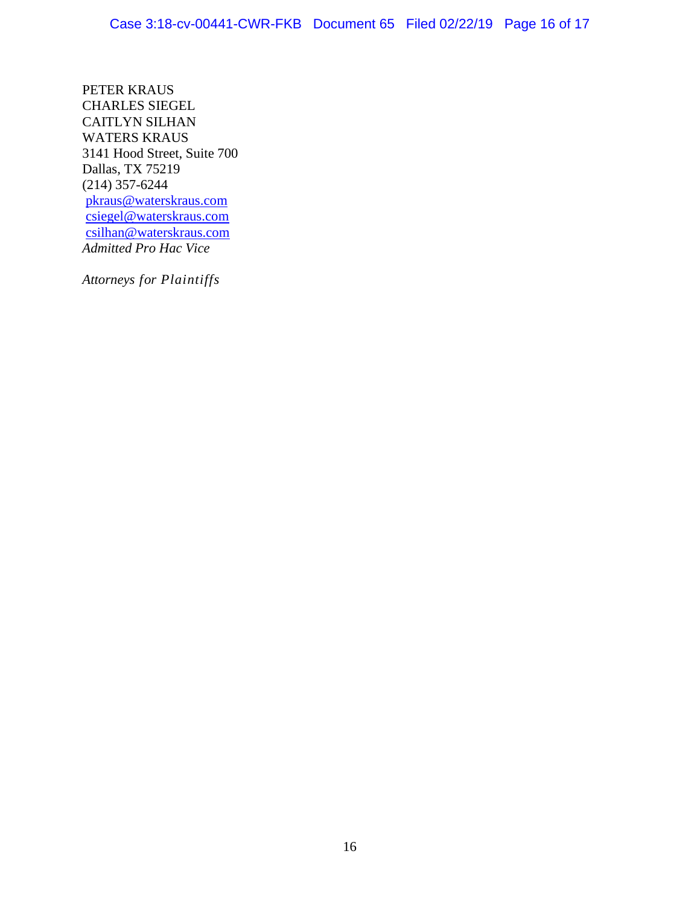PETER KRAUS  
CHARLES SIEGEL  
CAITLYN SILHAN  
WATERS KRAUS  
3141 Hood Street, Suite 700  
Dallas, TX 75219  
(214) 357-6244  
pkraus@waterskraus.com  
csiegel@waterskraus.com  
csilhan@waterskraus.com  
*Admitted Pro Hac Vice*

*Attorneys for Plaintiffs*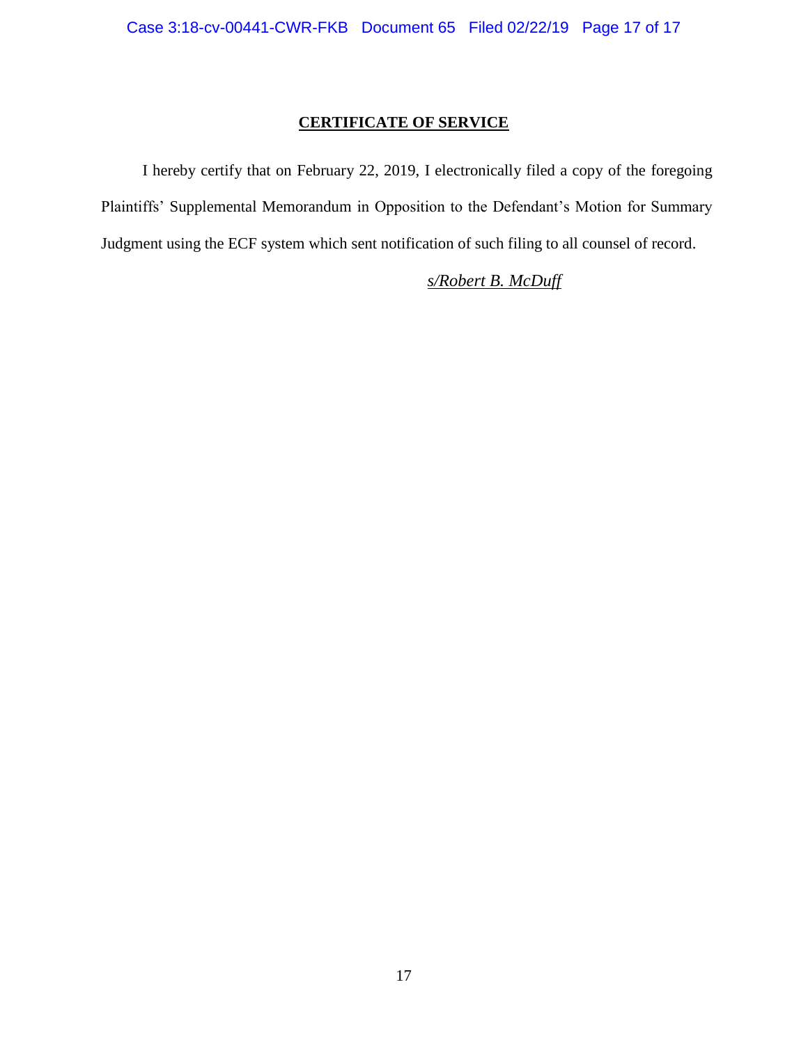**CERTIFICATE OF SERVICE**

I hereby certify that on February 22, 2019, I electronically filed a copy of the foregoing Plaintiffs' Supplemental Memorandum in Opposition to the Defendant's Motion for Summary Judgment using the ECF system which sent notification of such filing to all counsel of record.

*s/Robert B. McDuff*